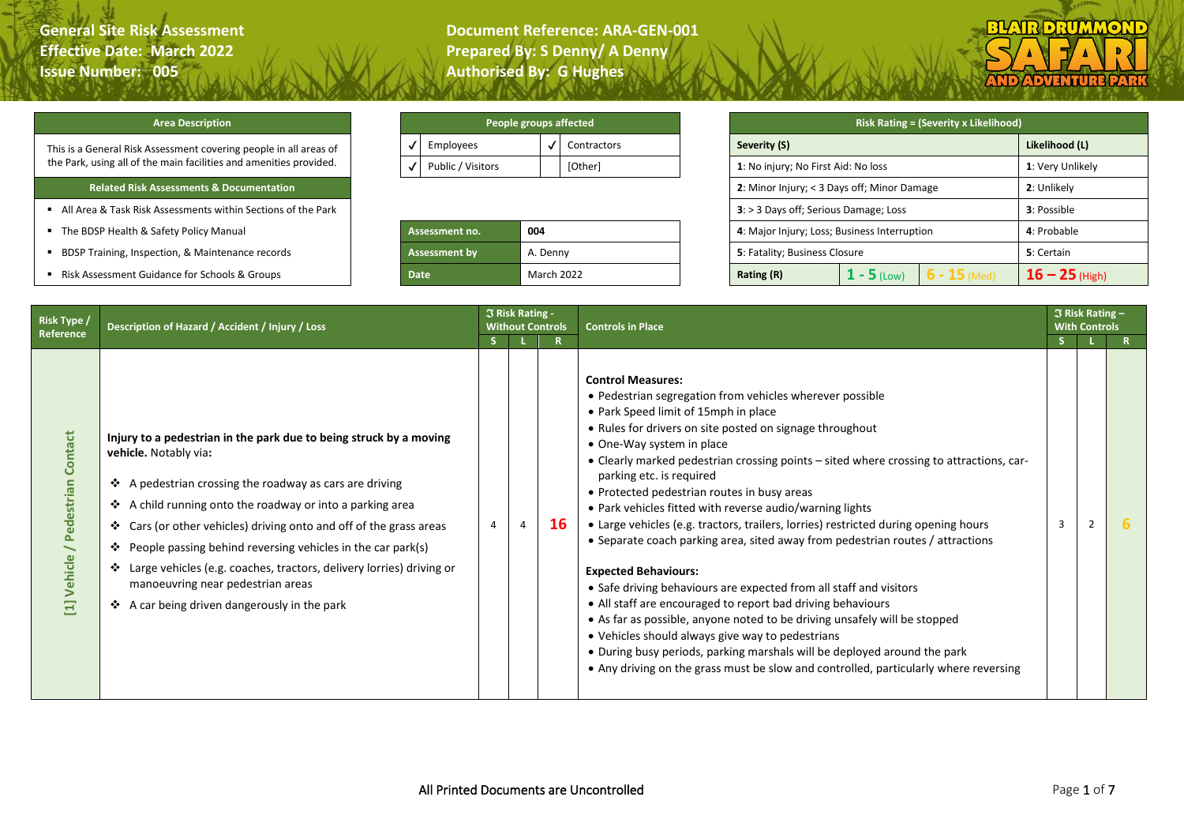**General Site Risk Assessment**
**Effective Date: March 2022**
**Issue Number: 005**

**Document Reference: ARA-GEN-001**
**Prepared By: S Denny/ A Denny**
**Authorised By: G Hughes**

| Area Description |
|---|
| This is a General Risk Assessment covering people in all areas of the Park, using all of the main facilities and amenities provided. |
| **Related Risk Assessments & Documentation** |
| ▪ All Area & Task Risk Assessments within Sections of the Park |
| ▪ The BDSP Health & Safety Policy Manual |
| ▪ BDSP Training, Inspection, & Maintenance records |
| ▪ Risk Assessment Guidance for Schools & Groups |

| People groups affected | | | |
|---|---|---|---|
| ✓ | Employees | ✓ | Contractors |
| ✓ | Public / Visitors | | [Other] |

| | |
|---|---|
| **Assessment no.** | **004** |
| **Assessment by** | A. Denny |
| **Date** | March 2022 |

| Risk Rating = (Severity x Likelihood) | | | |
|---|---|---|---|
| **Severity (S)** | | | **Likelihood (L)** |
| **1**: No injury; No First Aid: No loss | | | **1**: Very Unlikely |
| **2**: Minor Injury; < 3 Days off; Minor Damage | | | **2**: Unlikely |
| **3**: > 3 Days off; Serious Damage; Loss | | | **3**: Possible |
| **4**: Major Injury; Loss; Business Interruption | | | **4**: Probable |
| **5**: Fatality; Business Closure | | | **5**: Certain |
| **Rating (R)** | **1 - 5** (Low) | **6 - 15** (Med) | **16 – 25** (High) |

| Risk Type / Reference | Description of Hazard / Accident / Injury / Loss | Risk Rating - Without Controls | | | Controls in Place | Risk Rating – With Controls | | |
|---|---|---|---|---|---|---|---|---|
| | | S | L | R | | S | L | R |
| [1] Vehicle / Pedestrian Contact | **Injury to a pedestrian in the park due to being struck by a moving vehicle.** Notably via**:**<br>❖ A pedestrian crossing the roadway as cars are driving<br>❖ A child running onto the roadway or into a parking area<br>❖ Cars (or other vehicles) driving onto and off of the grass areas<br>❖ People passing behind reversing vehicles in the car park(s)<br>❖ Large vehicles (e.g. coaches, tractors, delivery lorries) driving or manoeuvring near pedestrian areas<br>❖ A car being driven dangerously in the park | 4 | 4 | **16** | **Control Measures:**<br>• Pedestrian segregation from vehicles wherever possible<br>• Park Speed limit of 15mph in place<br>• Rules for drivers on site posted on signage throughout<br>• One-Way system in place<br>• Clearly marked pedestrian crossing points – sited where crossing to attractions, car-parking etc. is required<br>• Protected pedestrian routes in busy areas<br>• Park vehicles fitted with reverse audio/warning lights<br>• Large vehicles (e.g. tractors, trailers, lorries) restricted during opening hours<br>• Separate coach parking area, sited away from pedestrian routes / attractions<br><br>**Expected Behaviours:**<br>• Safe driving behaviours are expected from all staff and visitors<br>• All staff are encouraged to report bad driving behaviours<br>• As far as possible, anyone noted to be driving unsafely will be stopped<br>• Vehicles should always give way to pedestrians<br>• During busy periods, parking marshals will be deployed around the park<br>• Any driving on the grass must be slow and controlled, particularly where reversing | 3 | 2 | **6** |

All Printed Documents are Uncontrolled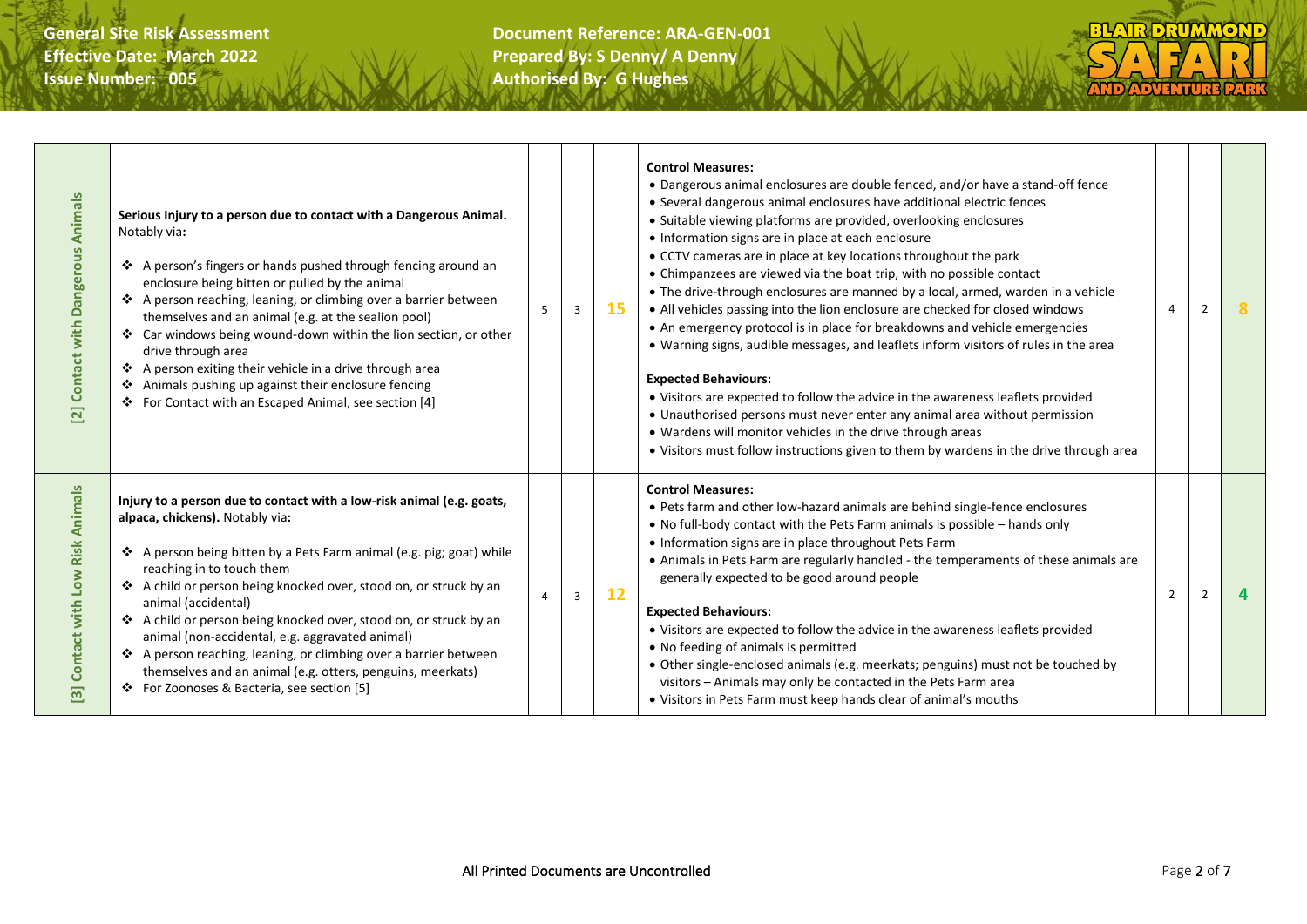| Hazard | Description | L | S | Risk | Control Measures / Expected Behaviours | L | S | Residual Risk |
|---|---|---|---|---|---|---|---|---|
| [2] Contact with Dangerous Animals | **Serious Injury to a person due to contact with a Dangerous Animal.** Notably via**:**<br>❖ A person's fingers or hands pushed through fencing around an enclosure being bitten or pulled by the animal<br>❖ A person reaching, leaning, or climbing over a barrier between themselves and an animal (e.g. at the sealion pool)<br>❖ Car windows being wound-down within the lion section, or other drive through area<br>❖ A person exiting their vehicle in a drive through area<br>❖ Animals pushing up against their enclosure fencing<br>❖ For Contact with an Escaped Animal, see section [4] | 5 | 3 | 15 | **Control Measures:**<br>• Dangerous animal enclosures are double fenced, and/or have a stand-off fence<br>• Several dangerous animal enclosures have additional electric fences<br>• Suitable viewing platforms are provided, overlooking enclosures<br>• Information signs are in place at each enclosure<br>• CCTV cameras are in place at key locations throughout the park<br>• Chimpanzees are viewed via the boat trip, with no possible contact<br>• The drive-through enclosures are manned by a local, armed, warden in a vehicle<br>• All vehicles passing into the lion enclosure are checked for closed windows<br>• An emergency protocol is in place for breakdowns and vehicle emergencies<br>• Warning signs, audible messages, and leaflets inform visitors of rules in the area<br><br>**Expected Behaviours:**<br>• Visitors are expected to follow the advice in the awareness leaflets provided<br>• Unauthorised persons must never enter any animal area without permission<br>• Wardens will monitor vehicles in the drive through areas<br>• Visitors must follow instructions given to them by wardens in the drive through area | 4 | 2 | 8 |
| [3] Contact with Low Risk Animals | **Injury to a person due to contact with a low-risk animal (e.g. goats, alpaca, chickens).** Notably via**:**<br>❖ A person being bitten by a Pets Farm animal (e.g. pig; goat) while reaching in to touch them<br>❖ A child or person being knocked over, stood on, or struck by an animal (accidental)<br>❖ A child or person being knocked over, stood on, or struck by an animal (non-accidental, e.g. aggravated animal)<br>❖ A person reaching, leaning, or climbing over a barrier between themselves and an animal (e.g. otters, penguins, meerkats)<br>❖ For Zoonoses & Bacteria, see section [5] | 4 | 3 | 12 | **Control Measures:**<br>• Pets farm and other low-hazard animals are behind single-fence enclosures<br>• No full-body contact with the Pets Farm animals is possible – hands only<br>• Information signs are in place throughout Pets Farm<br>• Animals in Pets Farm are regularly handled - the temperaments of these animals are generally expected to be good around people<br><br>**Expected Behaviours:**<br>• Visitors are expected to follow the advice in the awareness leaflets provided<br>• No feeding of animals is permitted<br>• Other single-enclosed animals (e.g. meerkats; penguins) must not be touched by visitors – Animals may only be contacted in the Pets Farm area<br>• Visitors in Pets Farm must keep hands clear of animal's mouths | 2 | 2 | 4 |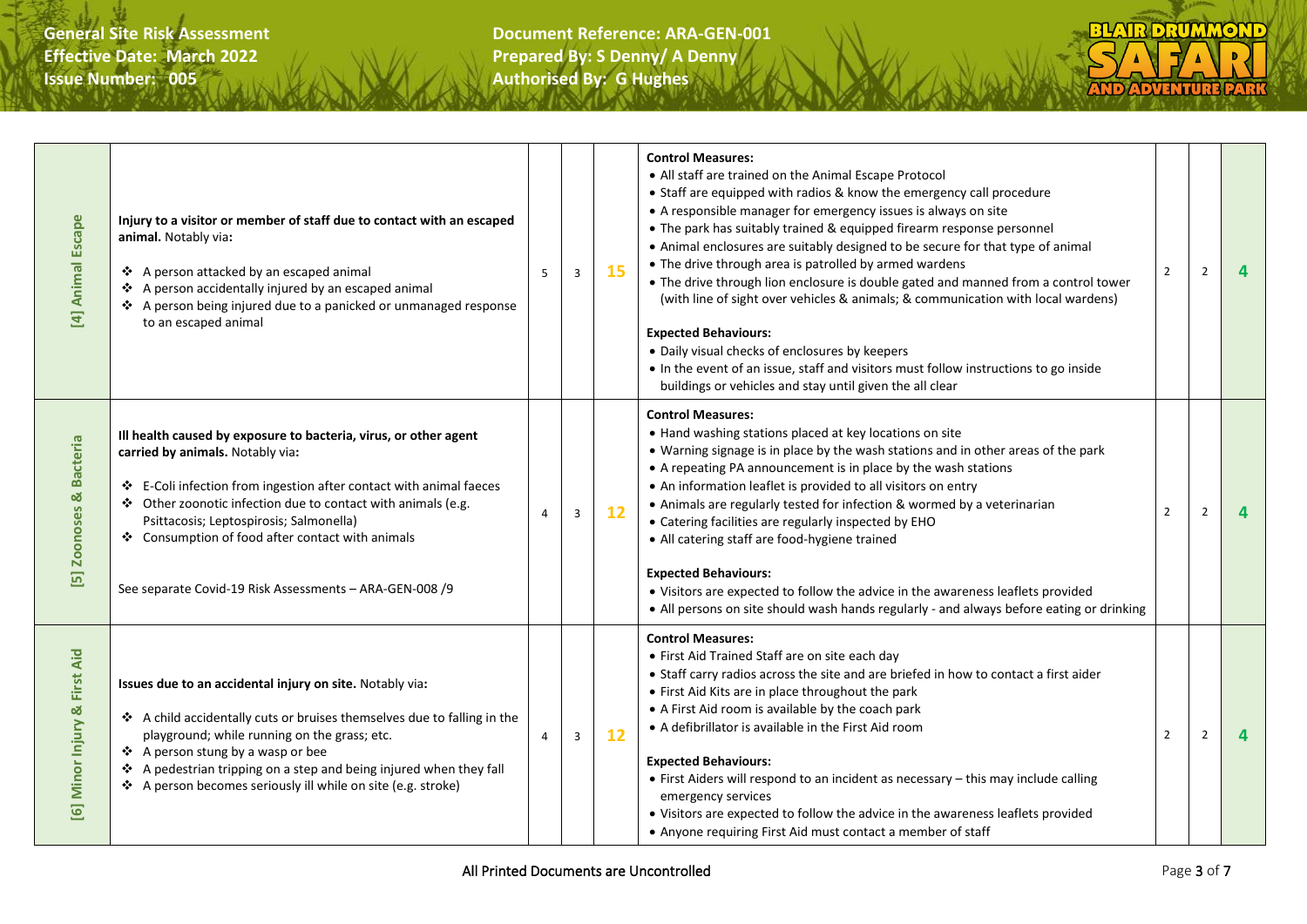| | | | | | | | | |
|---|---|---|---|---|---|---|---|---|
| [4] Animal Escape | **Injury to a visitor or member of staff due to contact with an escaped animal.** Notably via:<br><br>❖ A person attacked by an escaped animal<br>❖ A person accidentally injured by an escaped animal<br>❖ A person being injured due to a panicked or unmanaged response to an escaped animal | 5 | 3 | 15 | **Control Measures:**<br>• All staff are trained on the Animal Escape Protocol<br>• Staff are equipped with radios & know the emergency call procedure<br>• A responsible manager for emergency issues is always on site<br>• The park has suitably trained & equipped firearm response personnel<br>• Animal enclosures are suitably designed to be secure for that type of animal<br>• The drive through area is patrolled by armed wardens<br>• The drive through lion enclosure is double gated and manned from a control tower (with line of sight over vehicles & animals; & communication with local wardens)<br><br>**Expected Behaviours:**<br>• Daily visual checks of enclosures by keepers<br>• In the event of an issue, staff and visitors must follow instructions to go inside buildings or vehicles and stay until given the all clear | 2 | 2 | 4 |
| [5] Zoonoses & Bacteria | **Ill health caused by exposure to bacteria, virus, or other agent carried by animals.** Notably via:<br><br>❖ E-Coli infection from ingestion after contact with animal faeces<br>❖ Other zoonotic infection due to contact with animals (e.g. Psittacosis; Leptospirosis; Salmonella)<br>❖ Consumption of food after contact with animals<br><br>See separate Covid-19 Risk Assessments – ARA-GEN-008 /9 | 4 | 3 | 12 | **Control Measures:**<br>• Hand washing stations placed at key locations on site<br>• Warning signage is in place by the wash stations and in other areas of the park<br>• A repeating PA announcement is in place by the wash stations<br>• An information leaflet is provided to all visitors on entry<br>• Animals are regularly tested for infection & wormed by a veterinarian<br>• Catering facilities are regularly inspected by EHO<br>• All catering staff are food-hygiene trained<br><br>**Expected Behaviours:**<br>• Visitors are expected to follow the advice in the awareness leaflets provided<br>• All persons on site should wash hands regularly - and always before eating or drinking | 2 | 2 | 4 |
| [6] Minor Injury & First Aid | **Issues due to an accidental injury on site.** Notably via:<br><br>❖ A child accidentally cuts or bruises themselves due to falling in the playground; while running on the grass; etc.<br>❖ A person stung by a wasp or bee<br>❖ A pedestrian tripping on a step and being injured when they fall<br>❖ A person becomes seriously ill while on site (e.g. stroke) | 4 | 3 | 12 | **Control Measures:**<br>• First Aid Trained Staff are on site each day<br>• Staff carry radios across the site and are briefed in how to contact a first aider<br>• First Aid Kits are in place throughout the park<br>• A First Aid room is available by the coach park<br>• A defibrillator is available in the First Aid room<br><br>**Expected Behaviours:**<br>• First Aiders will respond to an incident as necessary – this may include calling emergency services<br>• Visitors are expected to follow the advice in the awareness leaflets provided<br>• Anyone requiring First Aid must contact a member of staff | 2 | 2 | 4 |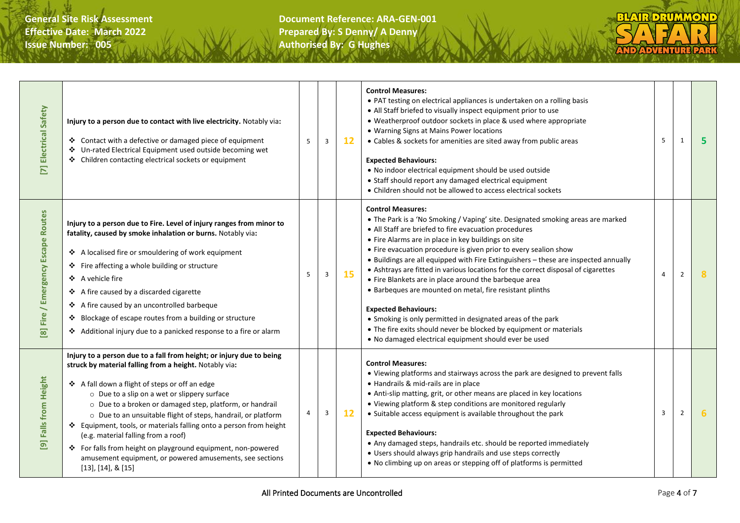| | Hazard | | | | Control Measures / Expected Behaviours | | | |
|---|---|---|---|---|---|---|---|---|
| [7] Electrical Safety | **Injury to a person due to contact with live electricity.** Notably via:<br>❖ Contact with a defective or damaged piece of equipment<br>❖ Un-rated Electrical Equipment used outside becoming wet<br>❖ Children contacting electrical sockets or equipment | 5 | 3 | 12 | **Control Measures:**<br>• PAT testing on electrical appliances is undertaken on a rolling basis<br>• All Staff briefed to visually inspect equipment prior to use<br>• Weatherproof outdoor sockets in place & used where appropriate<br>• Warning Signs at Mains Power locations<br>• Cables & sockets for amenities are sited away from public areas<br>**Expected Behaviours:**<br>• No indoor electrical equipment should be used outside<br>• Staff should report any damaged electrical equipment<br>• Children should not be allowed to access electrical sockets | 5 | 1 | 5 |
| [8] Fire / Emergency Escape Routes | **Injury to a person due to Fire. Level of injury ranges from minor to fatality, caused by smoke inhalation or burns.** Notably via:<br>❖ A localised fire or smouldering of work equipment<br>❖ Fire affecting a whole building or structure<br>❖ A vehicle fire<br>❖ A fire caused by a discarded cigarette<br>❖ A fire caused by an uncontrolled barbeque<br>❖ Blockage of escape routes from a building or structure<br>❖ Additional injury due to a panicked response to a fire or alarm | 5 | 3 | 15 | **Control Measures:**<br>• The Park is a 'No Smoking / Vaping' site. Designated smoking areas are marked<br>• All Staff are briefed to fire evacuation procedures<br>• Fire Alarms are in place in key buildings on site<br>• Fire evacuation procedure is given prior to every sealion show<br>• Buildings are all equipped with Fire Extinguishers – these are inspected annually<br>• Ashtrays are fitted in various locations for the correct disposal of cigarettes<br>• Fire Blankets are in place around the barbeque area<br>• Barbeques are mounted on metal, fire resistant plinths<br>**Expected Behaviours:**<br>• Smoking is only permitted in designated areas of the park<br>• The fire exits should never be blocked by equipment or materials<br>• No damaged electrical equipment should ever be used | 4 | 2 | 8 |
| [9] Falls from Height | **Injury to a person due to a fall from height; or injury due to being struck by material falling from a height.** Notably via:<br>❖ A fall down a flight of steps or off an edge<br>○ Due to a slip on a wet or slippery surface<br>○ Due to a broken or damaged step, platform, or handrail<br>○ Due to an unsuitable flight of steps, handrail, or platform<br>❖ Equipment, tools, or materials falling onto a person from height (e.g. material falling from a roof)<br>❖ For falls from height on playground equipment, non-powered amusement equipment, or powered amusements, see sections [13], [14], & [15] | 4 | 3 | 12 | **Control Measures:**<br>• Viewing platforms and stairways across the park are designed to prevent falls<br>• Handrails & mid-rails are in place<br>• Anti-slip matting, grit, or other means are placed in key locations<br>• Viewing platform & step conditions are monitored regularly<br>• Suitable access equipment is available throughout the park<br>**Expected Behaviours:**<br>• Any damaged steps, handrails etc. should be reported immediately<br>• Users should always grip handrails and use steps correctly<br>• No climbing up on areas or stepping off of platforms is permitted | 3 | 2 | 6 |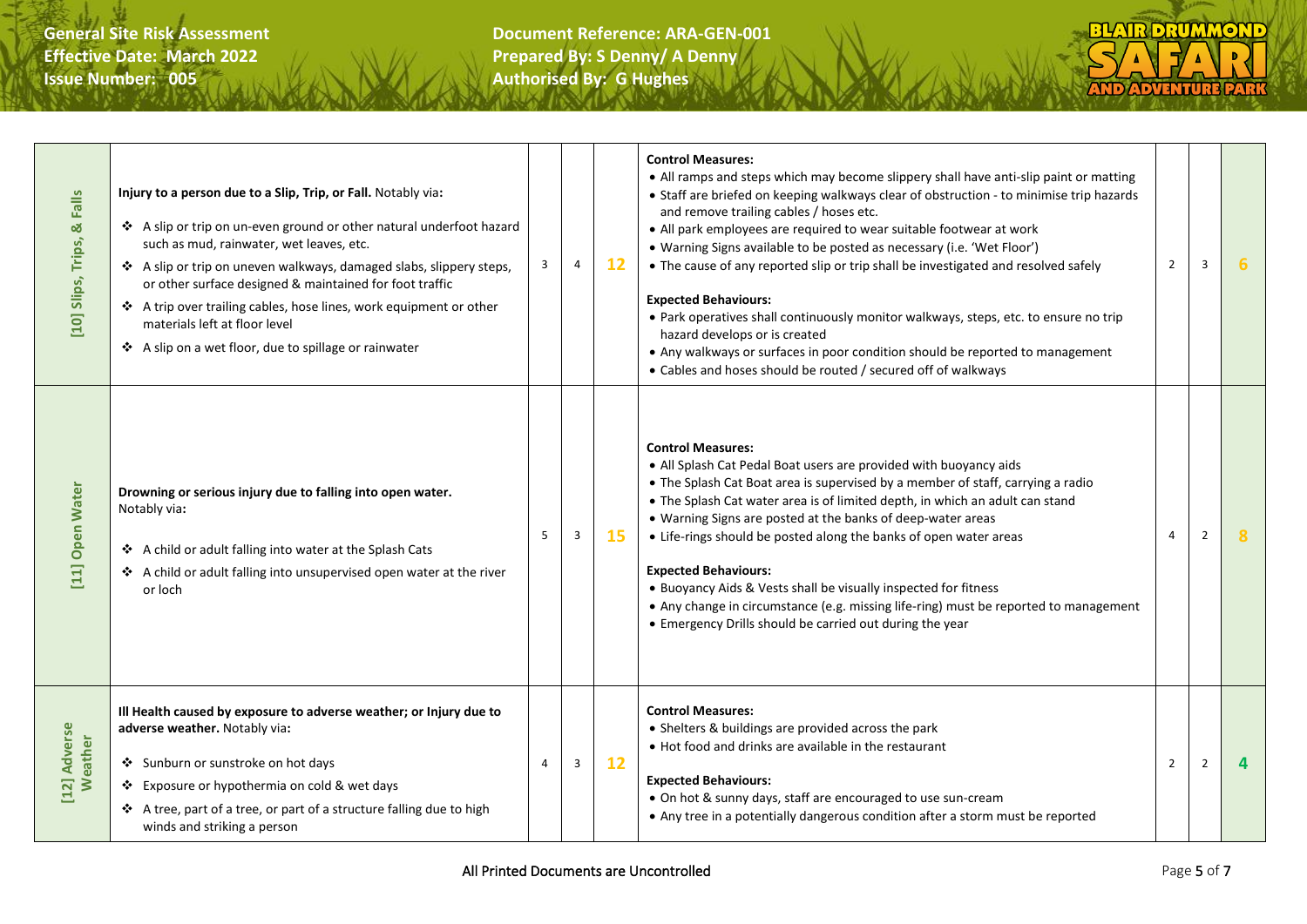| | | | | | | | | |
|---|---|---|---|---|---|---|---|---|
| [10] Slips, Trips, & Falls | **Injury to a person due to a Slip, Trip, or Fall.** Notably via:<br>❖ A slip or trip on un-even ground or other natural underfoot hazard such as mud, rainwater, wet leaves, etc.<br>❖ A slip or trip on uneven walkways, damaged slabs, slippery steps, or other surface designed & maintained for foot traffic<br>❖ A trip over trailing cables, hose lines, work equipment or other materials left at floor level<br>❖ A slip on a wet floor, due to spillage or rainwater | 3 | 4 | 12 | **Control Measures:**<br>• All ramps and steps which may become slippery shall have anti-slip paint or matting<br>• Staff are briefed on keeping walkways clear of obstruction - to minimise trip hazards and remove trailing cables / hoses etc.<br>• All park employees are required to wear suitable footwear at work<br>• Warning Signs available to be posted as necessary (i.e. 'Wet Floor')<br>• The cause of any reported slip or trip shall be investigated and resolved safely<br>**Expected Behaviours:**<br>• Park operatives shall continuously monitor walkways, steps, etc. to ensure no trip hazard develops or is created<br>• Any walkways or surfaces in poor condition should be reported to management<br>• Cables and hoses should be routed / secured off of walkways | 2 | 3 | 6 |
| [11] Open Water | **Drowning or serious injury due to falling into open water.** Notably via:<br>❖ A child or adult falling into water at the Splash Cats<br>❖ A child or adult falling into unsupervised open water at the river or loch | 5 | 3 | 15 | **Control Measures:**<br>• All Splash Cat Pedal Boat users are provided with buoyancy aids<br>• The Splash Cat Boat area is supervised by a member of staff, carrying a radio<br>• The Splash Cat water area is of limited depth, in which an adult can stand<br>• Warning Signs are posted at the banks of deep-water areas<br>• Life-rings should be posted along the banks of open water areas<br>**Expected Behaviours:**<br>• Buoyancy Aids & Vests shall be visually inspected for fitness<br>• Any change in circumstance (e.g. missing life-ring) must be reported to management<br>• Emergency Drills should be carried out during the year | 4 | 2 | 8 |
| [12] Adverse Weather | **Ill Health caused by exposure to adverse weather; or Injury due to adverse weather.** Notably via:<br>❖ Sunburn or sunstroke on hot days<br>❖ Exposure or hypothermia on cold & wet days<br>❖ A tree, part of a tree, or part of a structure falling due to high winds and striking a person | 4 | 3 | 12 | **Control Measures:**<br>• Shelters & buildings are provided across the park<br>• Hot food and drinks are available in the restaurant<br>**Expected Behaviours:**<br>• On hot & sunny days, staff are encouraged to use sun-cream<br>• Any tree in a potentially dangerous condition after a storm must be reported | 2 | 2 | 4 |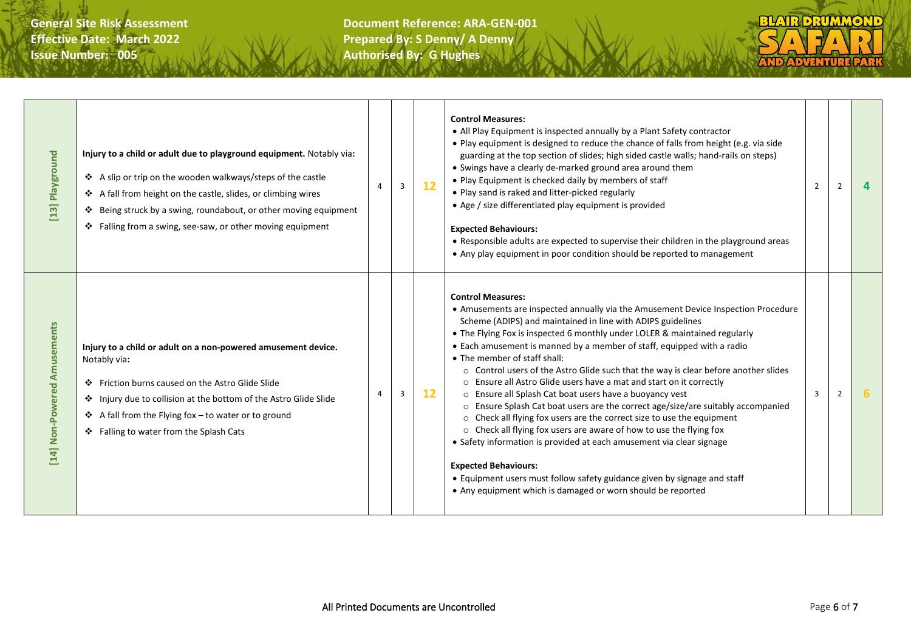| [13] Playground | **Injury to a child or adult due to playground equipment.** Notably via:<br>❖ A slip or trip on the wooden walkways/steps of the castle<br>❖ A fall from height on the castle, slides, or climbing wires<br>❖ Being struck by a swing, roundabout, or other moving equipment<br>❖ Falling from a swing, see-saw, or other moving equipment | 4 | 3 | 12 | **Control Measures:**<br>• All Play Equipment is inspected annually by a Plant Safety contractor<br>• Play equipment is designed to reduce the chance of falls from height (e.g. via side guarding at the top section of slides; high sided castle walls; hand-rails on steps)<br>• Swings have a clearly de-marked ground area around them<br>• Play Equipment is checked daily by members of staff<br>• Play sand is raked and litter-picked regularly<br>• Age / size differentiated play equipment is provided<br><br>**Expected Behaviours:**<br>• Responsible adults are expected to supervise their children in the playground areas<br>• Any play equipment in poor condition should be reported to management | 2 | 2 | 4 |
|---|---|---|---|---|---|---|---|---|
| [14] Non-Powered Amusements | **Injury to a child or adult on a non-powered amusement device.** Notably via:<br>❖ Friction burns caused on the Astro Glide Slide<br>❖ Injury due to collision at the bottom of the Astro Glide Slide<br>❖ A fall from the Flying fox – to water or to ground<br>❖ Falling to water from the Splash Cats | 4 | 3 | 12 | **Control Measures:**<br>• Amusements are inspected annually via the Amusement Device Inspection Procedure Scheme (ADIPS) and maintained in line with ADIPS guidelines<br>• The Flying Fox is inspected 6 monthly under LOLER & maintained regularly<br>• Each amusement is manned by a member of staff, equipped with a radio<br>• The member of staff shall:<br>○ Control users of the Astro Glide such that the way is clear before another slides<br>○ Ensure all Astro Glide users have a mat and start on it correctly<br>○ Ensure all Splash Cat boat users have a buoyancy vest<br>○ Ensure Splash Cat boat users are the correct age/size/are suitably accompanied<br>○ Check all flying fox users are the correct size to use the equipment<br>○ Check all flying fox users are aware of how to use the flying fox<br>• Safety information is provided at each amusement via clear signage<br><br>**Expected Behaviours:**<br>• Equipment users must follow safety guidance given by signage and staff<br>• Any equipment which is damaged or worn should be reported | 3 | 2 | 6 |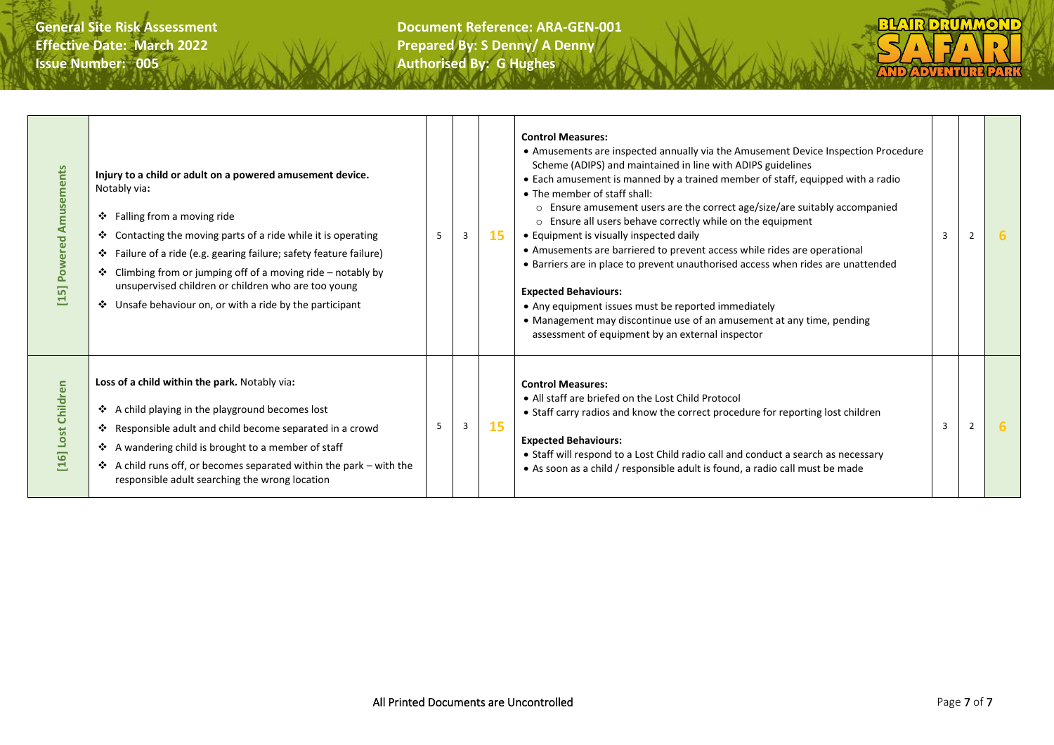| | | | | | | | | |
|---|---|---|---|---|---|---|---|---|
| [15] Powered Amusements | **Injury to a child or adult on a powered amusement device.** Notably via**:**<br>❖ Falling from a moving ride<br>❖ Contacting the moving parts of a ride while it is operating<br>❖ Failure of a ride (e.g. gearing failure; safety feature failure)<br>❖ Climbing from or jumping off of a moving ride – notably by unsupervised children or children who are too young<br>❖ Unsafe behaviour on, or with a ride by the participant | 5 | 3 | 15 | **Control Measures:**<br>• Amusements are inspected annually via the Amusement Device Inspection Procedure Scheme (ADIPS) and maintained in line with ADIPS guidelines<br>• Each amusement is manned by a trained member of staff, equipped with a radio<br>• The member of staff shall:<br>○ Ensure amusement users are the correct age/size/are suitably accompanied<br>○ Ensure all users behave correctly while on the equipment<br>• Equipment is visually inspected daily<br>• Amusements are barriered to prevent access while rides are operational<br>• Barriers are in place to prevent unauthorised access when rides are unattended<br><br>**Expected Behaviours:**<br>• Any equipment issues must be reported immediately<br>• Management may discontinue use of an amusement at any time, pending assessment of equipment by an external inspector | 3 | 2 | 6 |
| [16] Lost Children | **Loss of a child within the park.** Notably via**:**<br>❖ A child playing in the playground becomes lost<br>❖ Responsible adult and child become separated in a crowd<br>❖ A wandering child is brought to a member of staff<br>❖ A child runs off, or becomes separated within the park – with the responsible adult searching the wrong location | 5 | 3 | 15 | **Control Measures:**<br>• All staff are briefed on the Lost Child Protocol<br>• Staff carry radios and know the correct procedure for reporting lost children<br><br>**Expected Behaviours:**<br>• Staff will respond to a Lost Child radio call and conduct a search as necessary<br>• As soon as a child / responsible adult is found, a radio call must be made | 3 | 2 | 6 |

All Printed Documents are Uncontrolled